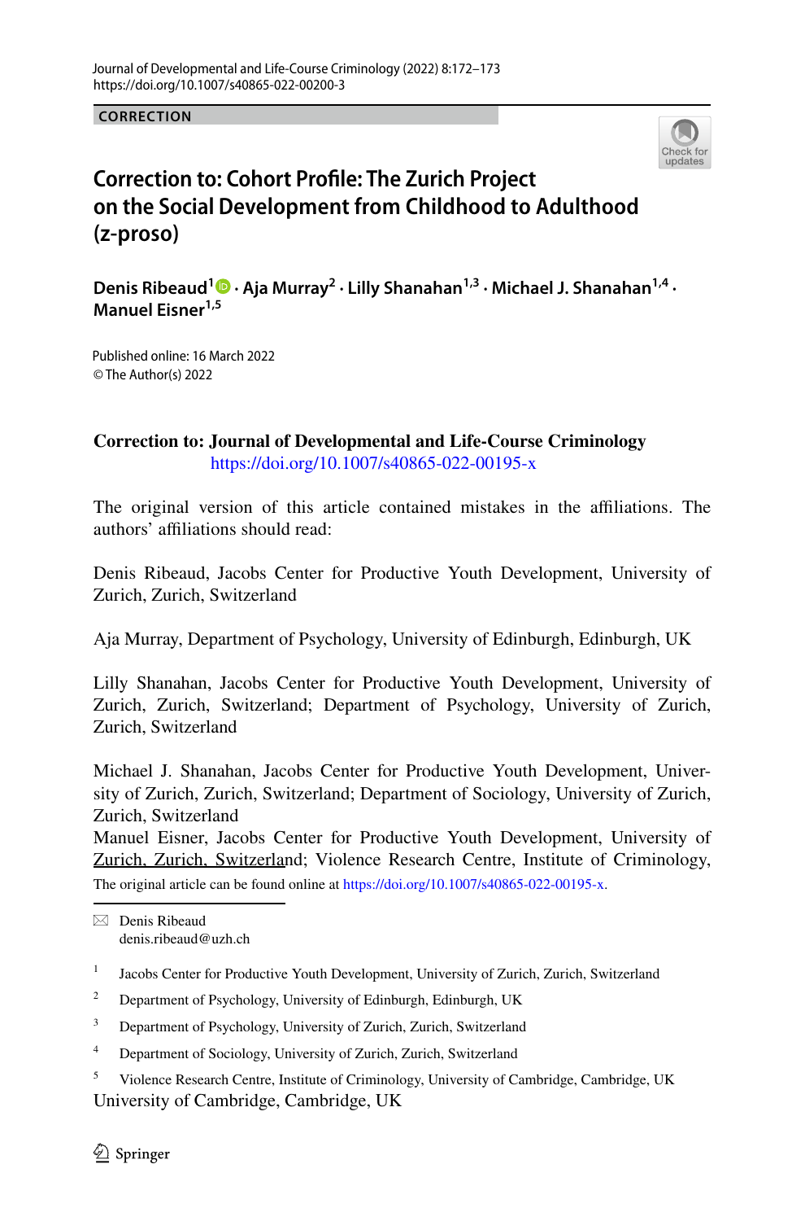CORRECTION

# Correction to: Cohort Profile: The Zurich Project on the Social Development from Childhood to Adulthood (z-proso)

**Denis Ribeaud**[1] · **Aja Murray**[2] · **Lilly Shanahan**[1,3] · **Michael J. Shanahan**[1,4] · **Manuel Eisner**[1,5]

Published online: 16 March 2022
© The Author(s) 2022

**Correction to: Journal of Developmental and Life-Course Criminology**
https://doi.org/10.1007/s40865-022-00195-x

The original version of this article contained mistakes in the affiliations. The authors' affiliations should read:

Denis Ribeaud, Jacobs Center for Productive Youth Development, University of Zurich, Zurich, Switzerland

Aja Murray, Department of Psychology, University of Edinburgh, Edinburgh, UK

Lilly Shanahan, Jacobs Center for Productive Youth Development, University of Zurich, Zurich, Switzerland; Department of Psychology, University of Zurich, Zurich, Switzerland

Michael J. Shanahan, Jacobs Center for Productive Youth Development, University of Zurich, Zurich, Switzerland; Department of Sociology, University of Zurich, Zurich, Switzerland

Manuel Eisner, Jacobs Center for Productive Youth Development, University of Zurich, Zurich, Switzerland; Violence Research Centre, Institute of Criminology, University of Cambridge, Cambridge, UK

The original article can be found online at https://doi.org/10.1007/s40865-022-00195-x.

✉ Denis Ribeaud
denis.ribeaud@uzh.ch

1 Jacobs Center for Productive Youth Development, University of Zurich, Zurich, Switzerland

2 Department of Psychology, University of Edinburgh, Edinburgh, UK

3 Department of Psychology, University of Zurich, Zurich, Switzerland

4 Department of Sociology, University of Zurich, Zurich, Switzerland

5 Violence Research Centre, Institute of Criminology, University of Cambridge, Cambridge, UK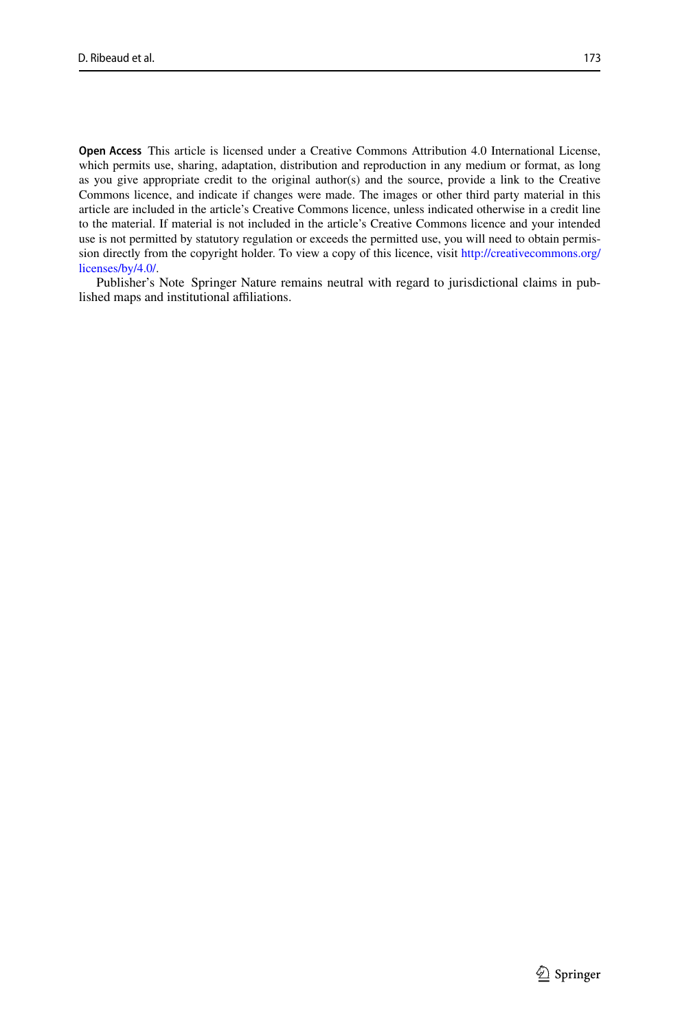**Open Access** This article is licensed under a Creative Commons Attribution 4.0 International License, which permits use, sharing, adaptation, distribution and reproduction in any medium or format, as long as you give appropriate credit to the original author(s) and the source, provide a link to the Creative Commons licence, and indicate if changes were made. The images or other third party material in this article are included in the article's Creative Commons licence, unless indicated otherwise in a credit line to the material. If material is not included in the article's Creative Commons licence and your intended use is not permitted by statutory regulation or exceeds the permitted use, you will need to obtain permission directly from the copyright holder. To view a copy of this licence, visit http://creativecommons.org/licenses/by/4.0/.

Publisher's Note Springer Nature remains neutral with regard to jurisdictional claims in published maps and institutional affiliations.